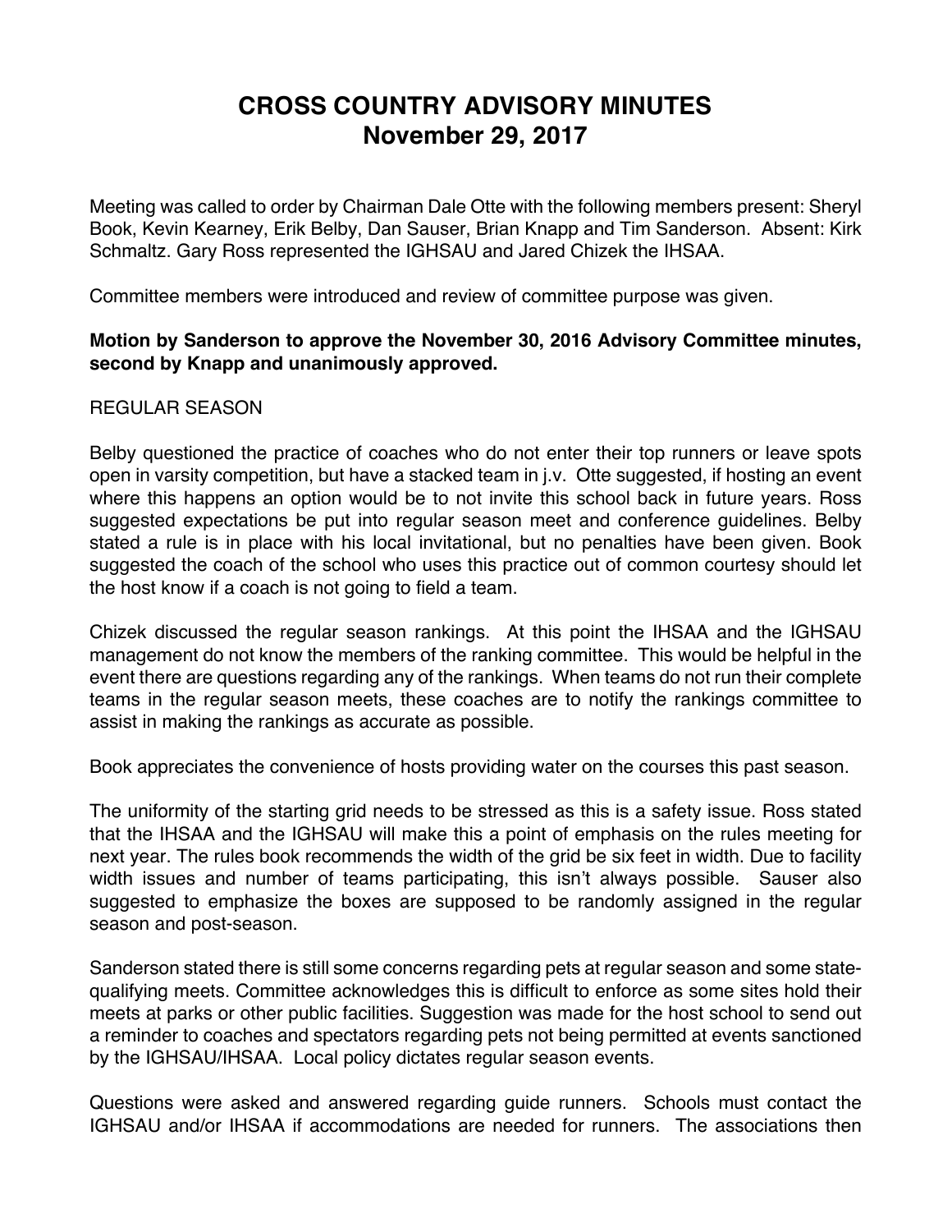# CROSS COUNTRY ADVISORY MINUTES
# November 29, 2017

Meeting was called to order by Chairman Dale Otte with the following members present: Sheryl Book, Kevin Kearney, Erik Belby, Dan Sauser, Brian Knapp and Tim Sanderson. Absent: Kirk Schmaltz. Gary Ross represented the IGHSAU and Jared Chizek the IHSAA.

Committee members were introduced and review of committee purpose was given.

**Motion by Sanderson to approve the November 30, 2016 Advisory Committee minutes, second by Knapp and unanimously approved.**

REGULAR SEASON

Belby questioned the practice of coaches who do not enter their top runners or leave spots open in varsity competition, but have a stacked team in j.v. Otte suggested, if hosting an event where this happens an option would be to not invite this school back in future years. Ross suggested expectations be put into regular season meet and conference guidelines. Belby stated a rule is in place with his local invitational, but no penalties have been given. Book suggested the coach of the school who uses this practice out of common courtesy should let the host know if a coach is not going to field a team.

Chizek discussed the regular season rankings. At this point the IHSAA and the IGHSAU management do not know the members of the ranking committee. This would be helpful in the event there are questions regarding any of the rankings. When teams do not run their complete teams in the regular season meets, these coaches are to notify the rankings committee to assist in making the rankings as accurate as possible.

Book appreciates the convenience of hosts providing water on the courses this past season.

The uniformity of the starting grid needs to be stressed as this is a safety issue. Ross stated that the IHSAA and the IGHSAU will make this a point of emphasis on the rules meeting for next year. The rules book recommends the width of the grid be six feet in width. Due to facility width issues and number of teams participating, this isn't always possible. Sauser also suggested to emphasize the boxes are supposed to be randomly assigned in the regular season and post-season.

Sanderson stated there is still some concerns regarding pets at regular season and some state-qualifying meets. Committee acknowledges this is difficult to enforce as some sites hold their meets at parks or other public facilities. Suggestion was made for the host school to send out a reminder to coaches and spectators regarding pets not being permitted at events sanctioned by the IGHSAU/IHSAA. Local policy dictates regular season events.

Questions were asked and answered regarding guide runners. Schools must contact the IGHSAU and/or IHSAA if accommodations are needed for runners. The associations then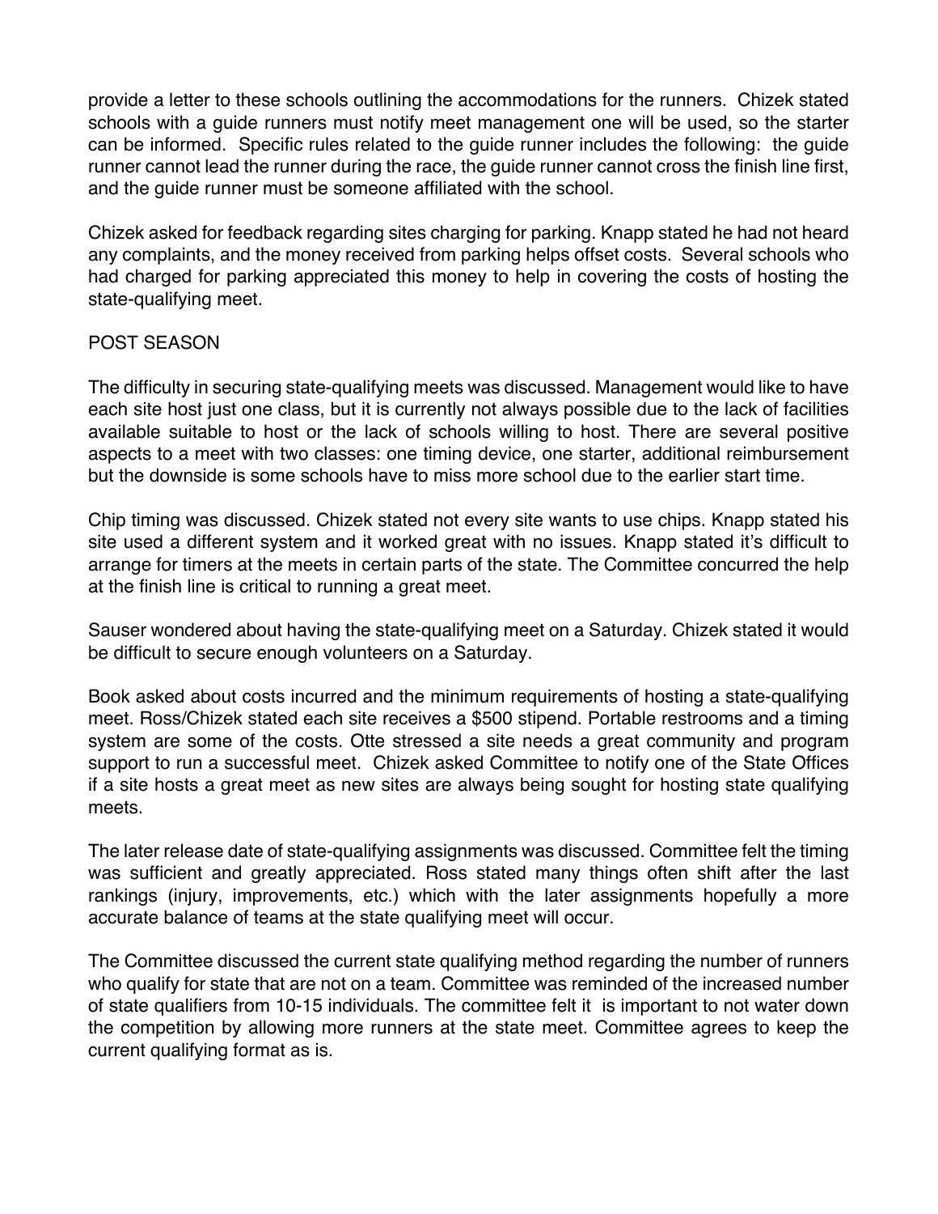provide a letter to these schools outlining the accommodations for the runners. Chizek stated schools with a guide runners must notify meet management one will be used, so the starter can be informed. Specific rules related to the guide runner includes the following: the guide runner cannot lead the runner during the race, the guide runner cannot cross the finish line first, and the guide runner must be someone affiliated with the school.

Chizek asked for feedback regarding sites charging for parking. Knapp stated he had not heard any complaints, and the money received from parking helps offset costs. Several schools who had charged for parking appreciated this money to help in covering the costs of hosting the state-qualifying meet.

## POST SEASON

The difficulty in securing state-qualifying meets was discussed. Management would like to have each site host just one class, but it is currently not always possible due to the lack of facilities available suitable to host or the lack of schools willing to host. There are several positive aspects to a meet with two classes: one timing device, one starter, additional reimbursement but the downside is some schools have to miss more school due to the earlier start time.

Chip timing was discussed. Chizek stated not every site wants to use chips. Knapp stated his site used a different system and it worked great with no issues. Knapp stated it's difficult to arrange for timers at the meets in certain parts of the state. The Committee concurred the help at the finish line is critical to running a great meet.

Sauser wondered about having the state-qualifying meet on a Saturday. Chizek stated it would be difficult to secure enough volunteers on a Saturday.

Book asked about costs incurred and the minimum requirements of hosting a state-qualifying meet. Ross/Chizek stated each site receives a $500 stipend. Portable restrooms and a timing system are some of the costs. Otte stressed a site needs a great community and program support to run a successful meet. Chizek asked Committee to notify one of the State Offices if a site hosts a great meet as new sites are always being sought for hosting state qualifying meets.

The later release date of state-qualifying assignments was discussed. Committee felt the timing was sufficient and greatly appreciated. Ross stated many things often shift after the last rankings (injury, improvements, etc.) which with the later assignments hopefully a more accurate balance of teams at the state qualifying meet will occur.

The Committee discussed the current state qualifying method regarding the number of runners who qualify for state that are not on a team. Committee was reminded of the increased number of state qualifiers from 10-15 individuals. The committee felt it is important to not water down the competition by allowing more runners at the state meet. Committee agrees to keep the current qualifying format as is.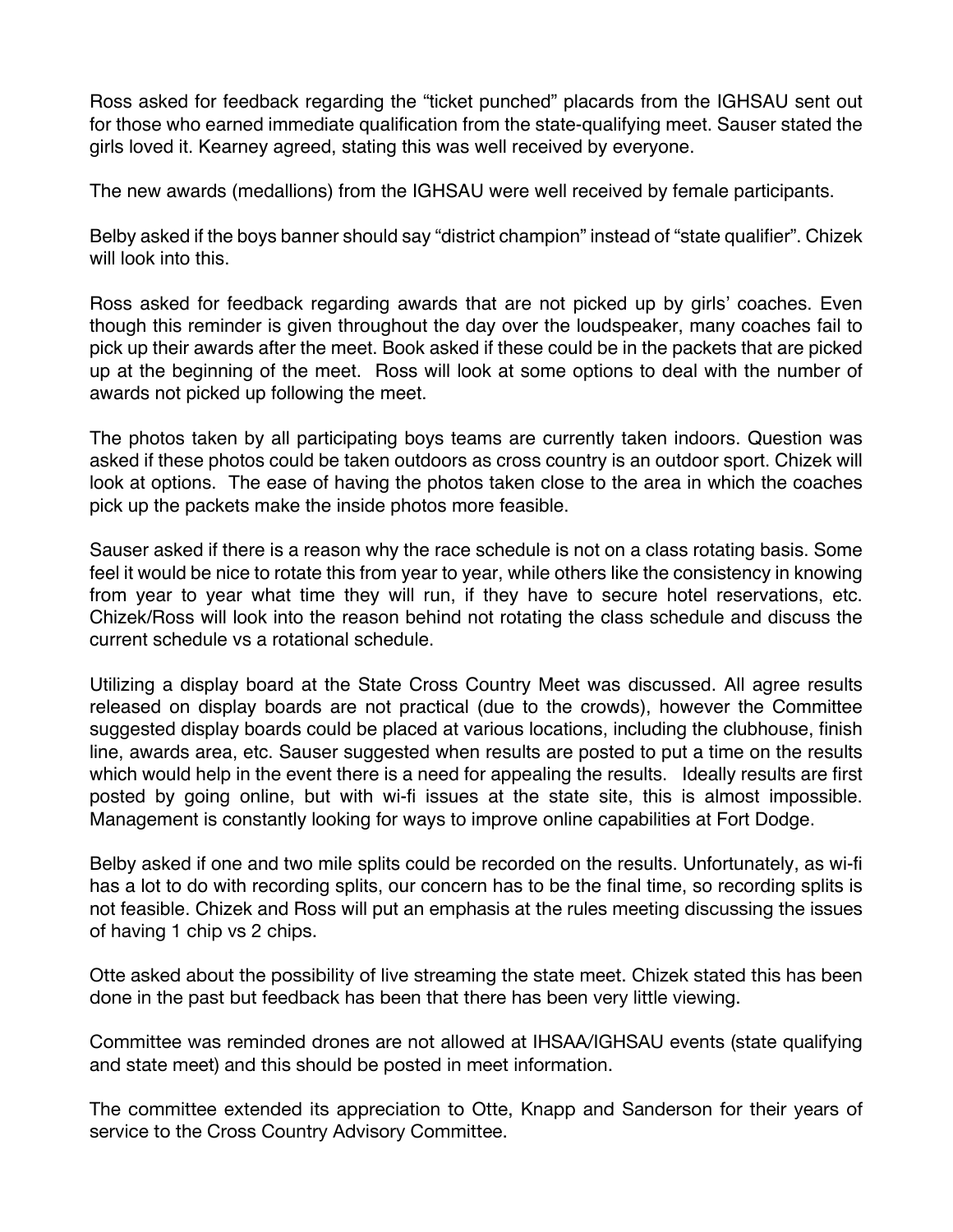Ross asked for feedback regarding the “ticket punched” placards from the IGHSAU sent out for those who earned immediate qualification from the state-qualifying meet. Sauser stated the girls loved it. Kearney agreed, stating this was well received by everyone.

The new awards (medallions) from the IGHSAU were well received by female participants.

Belby asked if the boys banner should say “district champion” instead of “state qualifier”. Chizek will look into this.

Ross asked for feedback regarding awards that are not picked up by girls’ coaches. Even though this reminder is given throughout the day over the loudspeaker, many coaches fail to pick up their awards after the meet. Book asked if these could be in the packets that are picked up at the beginning of the meet. Ross will look at some options to deal with the number of awards not picked up following the meet.

The photos taken by all participating boys teams are currently taken indoors. Question was asked if these photos could be taken outdoors as cross country is an outdoor sport. Chizek will look at options. The ease of having the photos taken close to the area in which the coaches pick up the packets make the inside photos more feasible.

Sauser asked if there is a reason why the race schedule is not on a class rotating basis. Some feel it would be nice to rotate this from year to year, while others like the consistency in knowing from year to year what time they will run, if they have to secure hotel reservations, etc. Chizek/Ross will look into the reason behind not rotating the class schedule and discuss the current schedule vs a rotational schedule.

Utilizing a display board at the State Cross Country Meet was discussed. All agree results released on display boards are not practical (due to the crowds), however the Committee suggested display boards could be placed at various locations, including the clubhouse, finish line, awards area, etc. Sauser suggested when results are posted to put a time on the results which would help in the event there is a need for appealing the results. Ideally results are first posted by going online, but with wi-fi issues at the state site, this is almost impossible. Management is constantly looking for ways to improve online capabilities at Fort Dodge.

Belby asked if one and two mile splits could be recorded on the results. Unfortunately, as wi-fi has a lot to do with recording splits, our concern has to be the final time, so recording splits is not feasible. Chizek and Ross will put an emphasis at the rules meeting discussing the issues of having 1 chip vs 2 chips.

Otte asked about the possibility of live streaming the state meet. Chizek stated this has been done in the past but feedback has been that there has been very little viewing.

Committee was reminded drones are not allowed at IHSAA/IGHSAU events (state qualifying and state meet) and this should be posted in meet information.

The committee extended its appreciation to Otte, Knapp and Sanderson for their years of service to the Cross Country Advisory Committee.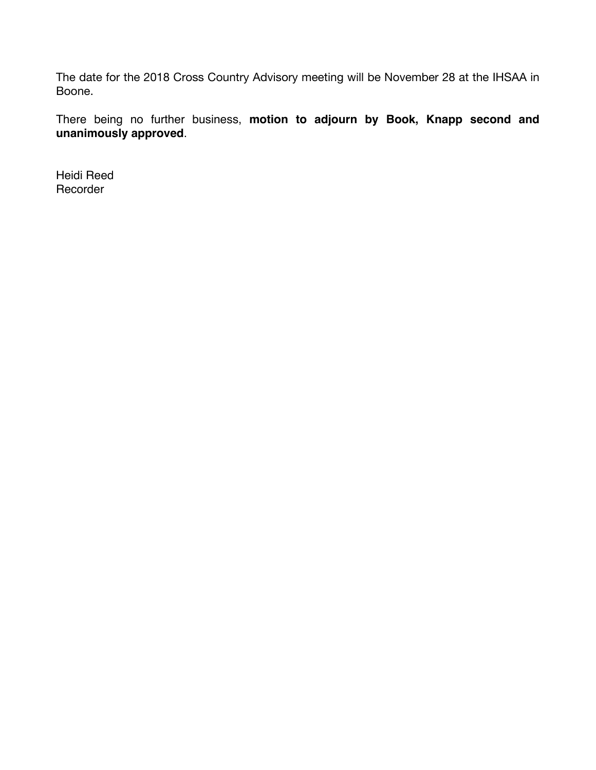The date for the 2018 Cross Country Advisory meeting will be November 28 at the IHSAA in Boone.

There being no further business, **motion to adjourn by Book, Knapp second and unanimously approved**.

Heidi Reed
Recorder